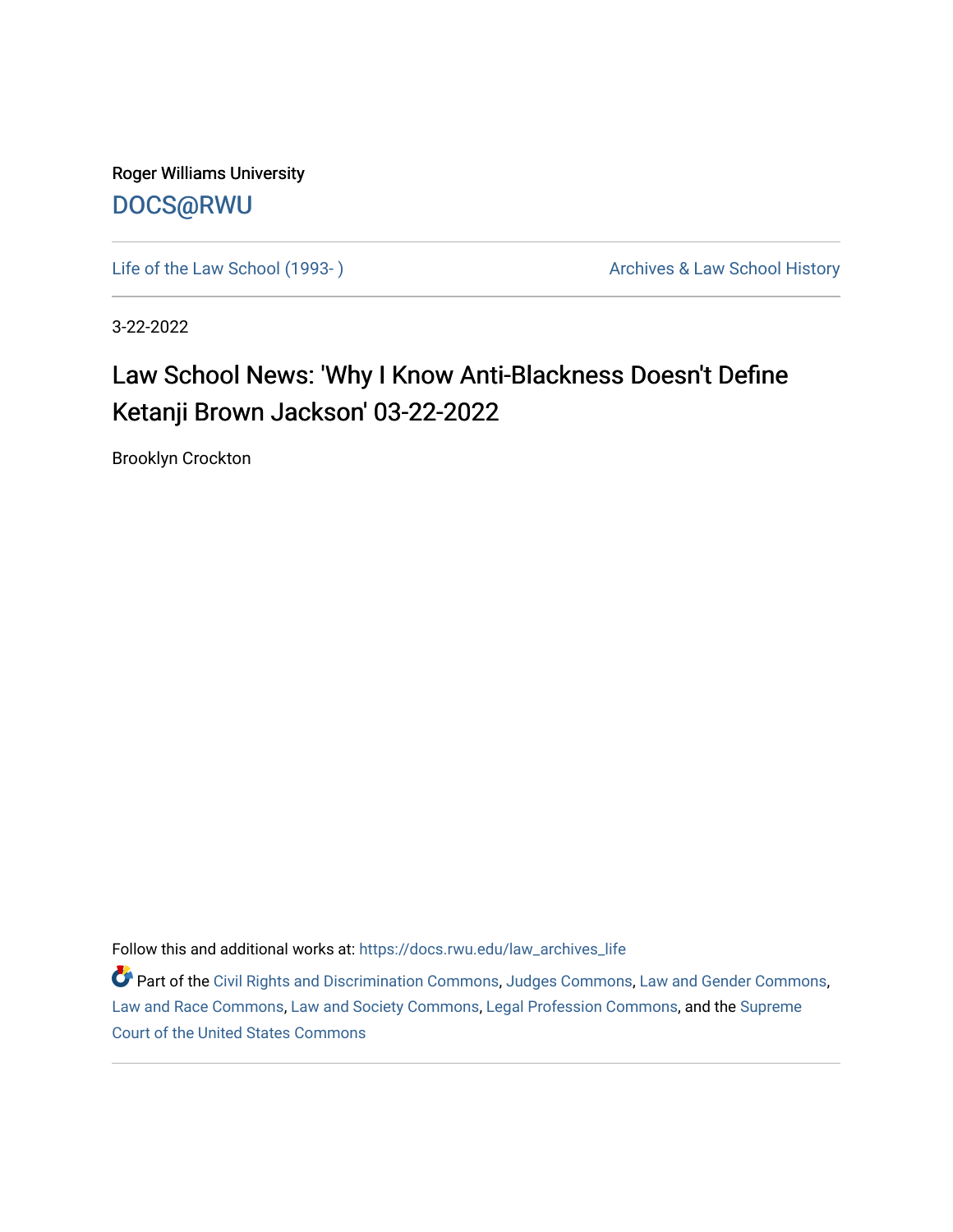Roger Williams University

DOCS@RWU

Life of the Law School (1993- )

Archives & Law School History

3-22-2022

# Law School News: 'Why I Know Anti-Blackness Doesn't Define Ketanji Brown Jackson' 03-22-2022

Brooklyn Crockton

Follow this and additional works at: https://docs.rwu.edu/law_archives_life

Part of the Civil Rights and Discrimination Commons, Judges Commons, Law and Gender Commons, Law and Race Commons, Law and Society Commons, Legal Profession Commons, and the Supreme Court of the United States Commons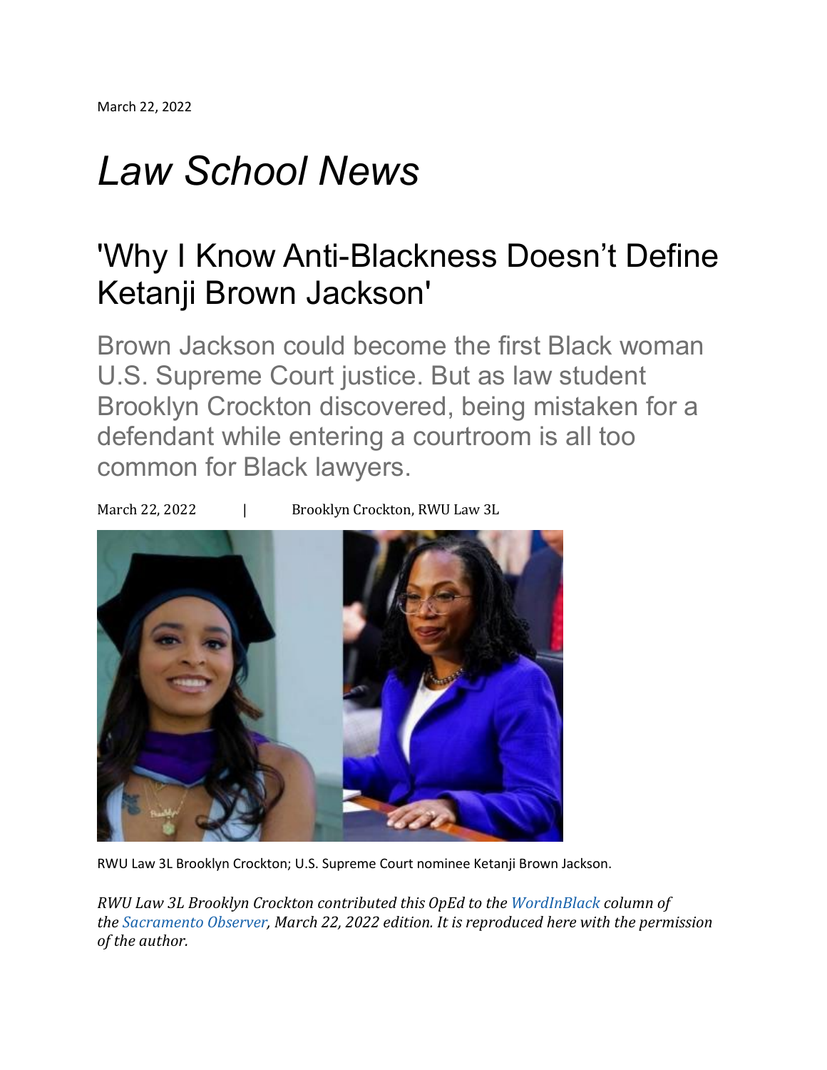March 22, 2022

# *Law School News*

## 'Why I Know Anti-Blackness Doesn't Define Ketanji Brown Jackson'

Brown Jackson could become the first Black woman U.S. Supreme Court justice. But as law student Brooklyn Crockton discovered, being mistaken for a defendant while entering a courtroom is all too common for Black lawyers.

March 22, 2022 | Brooklyn Crockton, RWU Law 3L

RWU Law 3L Brooklyn Crockton; U.S. Supreme Court nominee Ketanji Brown Jackson.

*RWU Law 3L Brooklyn Crockton contributed this OpEd to the WordInBlack column of the Sacramento Observer, March 22, 2022 edition. It is reproduced here with the permission of the author.*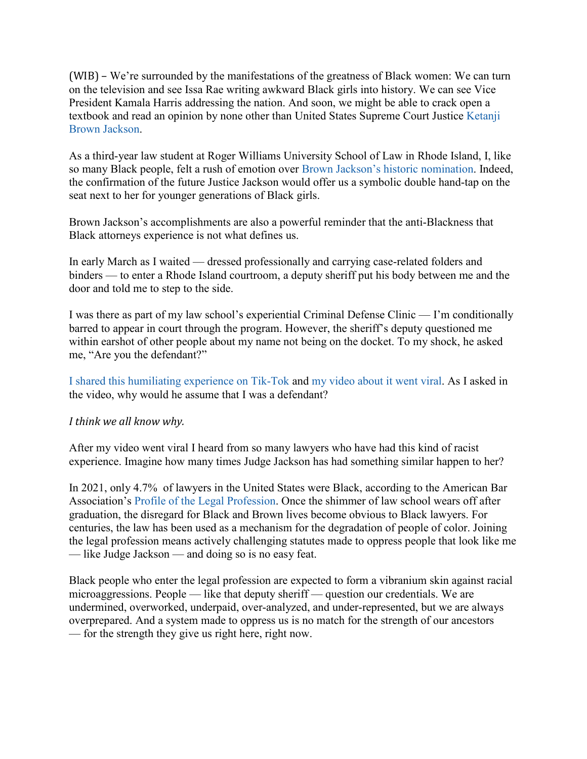(WIB) – We're surrounded by the manifestations of the greatness of Black women: We can turn on the television and see Issa Rae writing awkward Black girls into history. We can see Vice President Kamala Harris addressing the nation. And soon, we might be able to crack open a textbook and read an opinion by none other than United States Supreme Court Justice Ketanji Brown Jackson.

As a third-year law student at Roger Williams University School of Law in Rhode Island, I, like so many Black people, felt a rush of emotion over Brown Jackson's historic nomination. Indeed, the confirmation of the future Justice Jackson would offer us a symbolic double hand-tap on the seat next to her for younger generations of Black girls.

Brown Jackson's accomplishments are also a powerful reminder that the anti-Blackness that Black attorneys experience is not what defines us.

In early March as I waited — dressed professionally and carrying case-related folders and binders — to enter a Rhode Island courtroom, a deputy sheriff put his body between me and the door and told me to step to the side.

I was there as part of my law school's experiential Criminal Defense Clinic — I'm conditionally barred to appear in court through the program. However, the sheriff's deputy questioned me within earshot of other people about my name not being on the docket. To my shock, he asked me, "Are you the defendant?"

I shared this humiliating experience on Tik-Tok and my video about it went viral. As I asked in the video, why would he assume that I was a defendant?

*I think we all know why.*

After my video went viral I heard from so many lawyers who have had this kind of racist experience. Imagine how many times Judge Jackson has had something similar happen to her?

In 2021, only 4.7% of lawyers in the United States were Black, according to the American Bar Association's Profile of the Legal Profession. Once the shimmer of law school wears off after graduation, the disregard for Black and Brown lives become obvious to Black lawyers. For centuries, the law has been used as a mechanism for the degradation of people of color. Joining the legal profession means actively challenging statutes made to oppress people that look like me — like Judge Jackson — and doing so is no easy feat.

Black people who enter the legal profession are expected to form a vibranium skin against racial microaggressions. People — like that deputy sheriff — question our credentials. We are undermined, overworked, underpaid, over-analyzed, and under-represented, but we are always overprepared. And a system made to oppress us is no match for the strength of our ancestors — for the strength they give us right here, right now.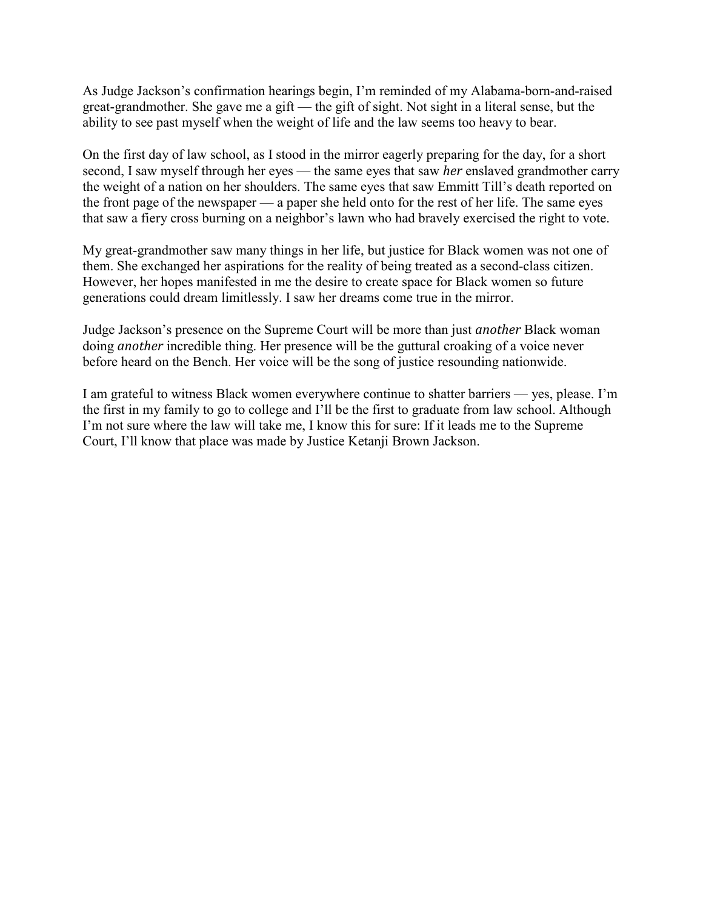As Judge Jackson's confirmation hearings begin, I'm reminded of my Alabama-born-and-raised great-grandmother. She gave me a gift — the gift of sight. Not sight in a literal sense, but the ability to see past myself when the weight of life and the law seems too heavy to bear.

On the first day of law school, as I stood in the mirror eagerly preparing for the day, for a short second, I saw myself through her eyes — the same eyes that saw *her* enslaved grandmother carry the weight of a nation on her shoulders. The same eyes that saw Emmitt Till's death reported on the front page of the newspaper — a paper she held onto for the rest of her life. The same eyes that saw a fiery cross burning on a neighbor's lawn who had bravely exercised the right to vote.

My great-grandmother saw many things in her life, but justice for Black women was not one of them. She exchanged her aspirations for the reality of being treated as a second-class citizen. However, her hopes manifested in me the desire to create space for Black women so future generations could dream limitlessly. I saw her dreams come true in the mirror.

Judge Jackson's presence on the Supreme Court will be more than just *another* Black woman doing *another* incredible thing. Her presence will be the guttural croaking of a voice never before heard on the Bench. Her voice will be the song of justice resounding nationwide.

I am grateful to witness Black women everywhere continue to shatter barriers — yes, please. I'm the first in my family to go to college and I'll be the first to graduate from law school. Although I'm not sure where the law will take me, I know this for sure: If it leads me to the Supreme Court, I'll know that place was made by Justice Ketanji Brown Jackson.